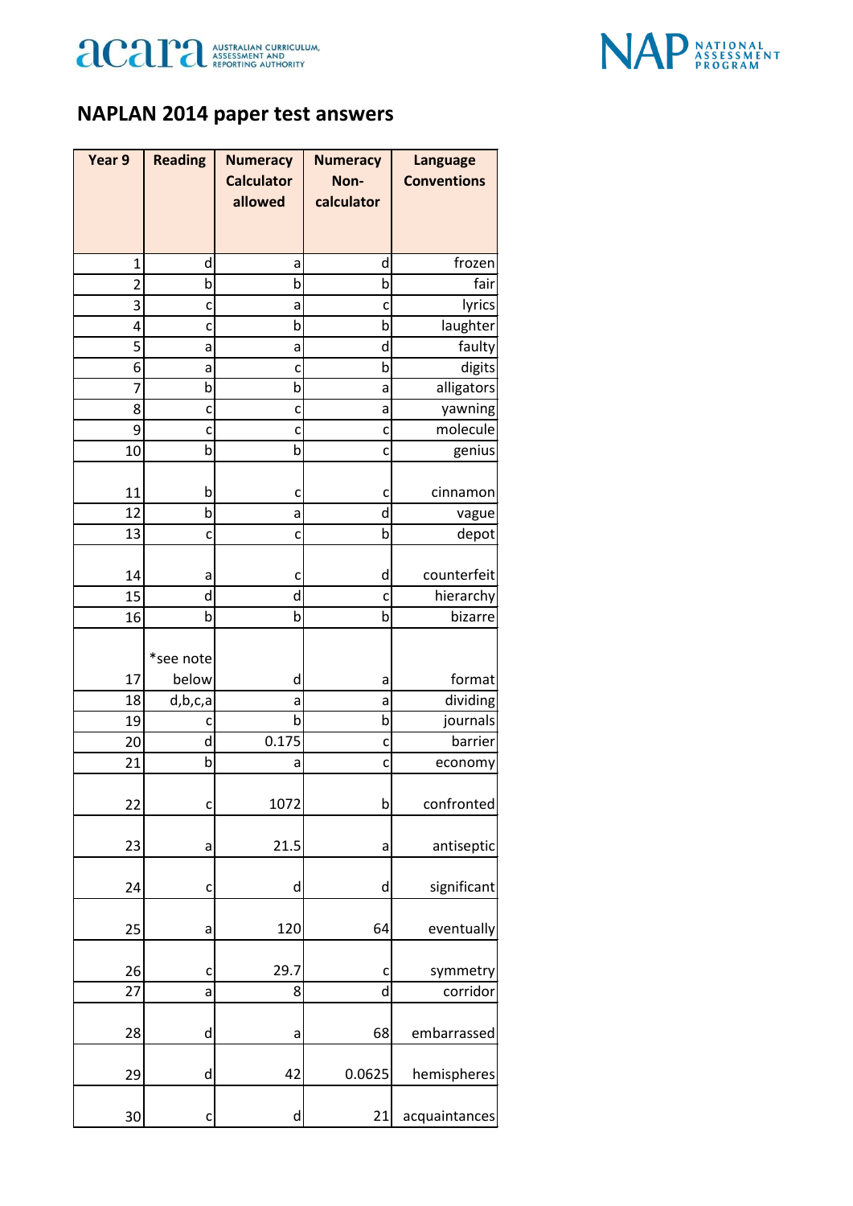# NAPLAN 2014 paper test answers

| Year 9 | Reading | Numeracy Calculator allowed | Numeracy Non-calculator | Language Conventions |
|---|---|---|---|---|
| 1 | d | a | d | frozen |
| 2 | b | b | b | fair |
| 3 | c | a | c | lyrics |
| 4 | c | b | b | laughter |
| 5 | a | a | d | faulty |
| 6 | a | c | b | digits |
| 7 | b | b | a | alligators |
| 8 | c | c | a | yawning |
| 9 | c | c | c | molecule |
| 10 | b | b | c | genius |
| 11 | b | c | c | cinnamon |
| 12 | b | a | d | vague |
| 13 | c | c | b | depot |
| 14 | a | c | d | counterfeit |
| 15 | d | d | c | hierarchy |
| 16 | b | b | b | bizarre |
| 17 | *see note below | d | a | format |
| 18 | d,b,c,a | a | a | dividing |
| 19 | c | b | b | journals |
| 20 | d | 0.175 | c | barrier |
| 21 | b | a | c | economy |
| 22 | c | 1072 | b | confronted |
| 23 | a | 21.5 | a | antiseptic |
| 24 | c | d | d | significant |
| 25 | a | 120 | 64 | eventually |
| 26 | c | 29.7 | c | symmetry |
| 27 | a | 8 | d | corridor |
| 28 | d | a | 68 | embarrassed |
| 29 | d | 42 | 0.0625 | hemispheres |
| 30 | c | d | 21 | acquaintances |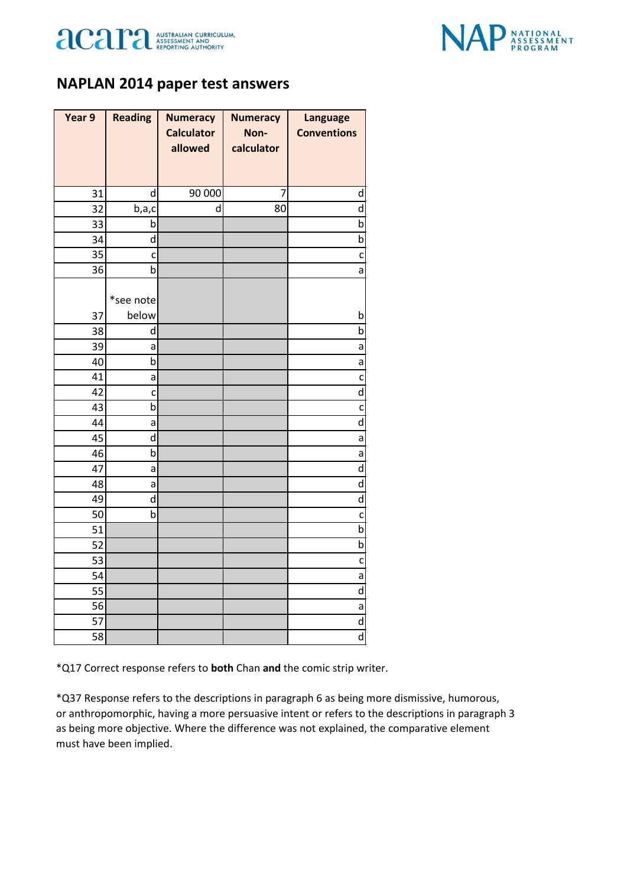## NAPLAN 2014 paper test answers

| Year 9 | Reading | Numeracy Calculator allowed | Numeracy Non-calculator | Language Conventions |
|---|---|---|---|---|
| 31 | d | 90 000 | 7 | d |
| 32 | b,a,c | d | 80 | d |
| 33 | b | | | b |
| 34 | d | | | b |
| 35 | c | | | c |
| 36 | b | | | a |
| 37 | *see note below | | | b |
| 38 | d | | | b |
| 39 | a | | | a |
| 40 | b | | | a |
| 41 | a | | | c |
| 42 | c | | | d |
| 43 | b | | | c |
| 44 | a | | | d |
| 45 | d | | | a |
| 46 | b | | | a |
| 47 | a | | | d |
| 48 | a | | | d |
| 49 | d | | | d |
| 50 | b | | | c |
| 51 | | | | b |
| 52 | | | | b |
| 53 | | | | c |
| 54 | | | | a |
| 55 | | | | d |
| 56 | | | | a |
| 57 | | | | d |
| 58 | | | | d |

*Q17 Correct response refers to **both** Chan **and** the comic strip writer.

*Q37 Response refers to the descriptions in paragraph 6 as being more dismissive, humorous, or anthropomorphic, having a more persuasive intent or refers to the descriptions in paragraph 3 as being more objective. Where the difference was not explained, the comparative element must have been implied.